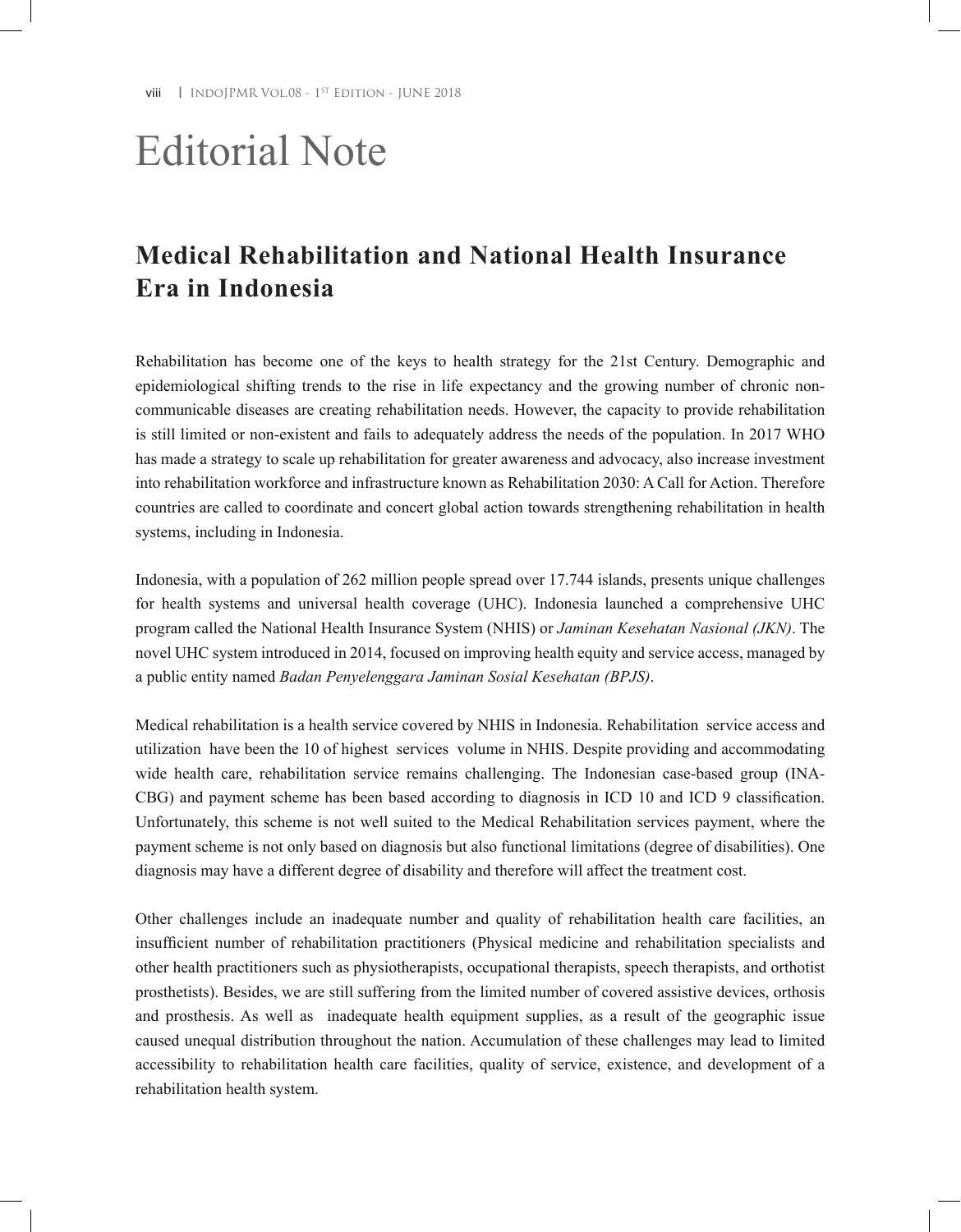# Editorial Note

## Medical Rehabilitation and National Health Insurance Era in Indonesia

Rehabilitation has become one of the keys to health strategy for the 21st Century. Demographic and epidemiological shifting trends to the rise in life expectancy and the growing number of chronic non-communicable diseases are creating rehabilitation needs. However, the capacity to provide rehabilitation is still limited or non-existent and fails to adequately address the needs of the population. In 2017 WHO has made a strategy to scale up rehabilitation for greater awareness and advocacy, also increase investment into rehabilitation workforce and infrastructure known as Rehabilitation 2030: A Call for Action. Therefore countries are called to coordinate and concert global action towards strengthening rehabilitation in health systems, including in Indonesia.

Indonesia, with a population of 262 million people spread over 17.744 islands, presents unique challenges for health systems and universal health coverage (UHC). Indonesia launched a comprehensive UHC program called the National Health Insurance System (NHIS) or *Jaminan Kesehatan Nasional (JKN)*. The novel UHC system introduced in 2014, focused on improving health equity and service access, managed by a public entity named *Badan Penyelenggara Jaminan Sosial Kesehatan (BPJS)*.

Medical rehabilitation is a health service covered by NHIS in Indonesia. Rehabilitation service access and utilization have been the 10 of highest services volume in NHIS. Despite providing and accommodating wide health care, rehabilitation service remains challenging. The Indonesian case-based group (INA-CBG) and payment scheme has been based according to diagnosis in ICD 10 and ICD 9 classification. Unfortunately, this scheme is not well suited to the Medical Rehabilitation services payment, where the payment scheme is not only based on diagnosis but also functional limitations (degree of disabilities). One diagnosis may have a different degree of disability and therefore will affect the treatment cost.

Other challenges include an inadequate number and quality of rehabilitation health care facilities, an insufficient number of rehabilitation practitioners (Physical medicine and rehabilitation specialists and other health practitioners such as physiotherapists, occupational therapists, speech therapists, and orthotist prosthetists). Besides, we are still suffering from the limited number of covered assistive devices, orthosis and prosthesis. As well as inadequate health equipment supplies, as a result of the geographic issue caused unequal distribution throughout the nation. Accumulation of these challenges may lead to limited accessibility to rehabilitation health care facilities, quality of service, existence, and development of a rehabilitation health system.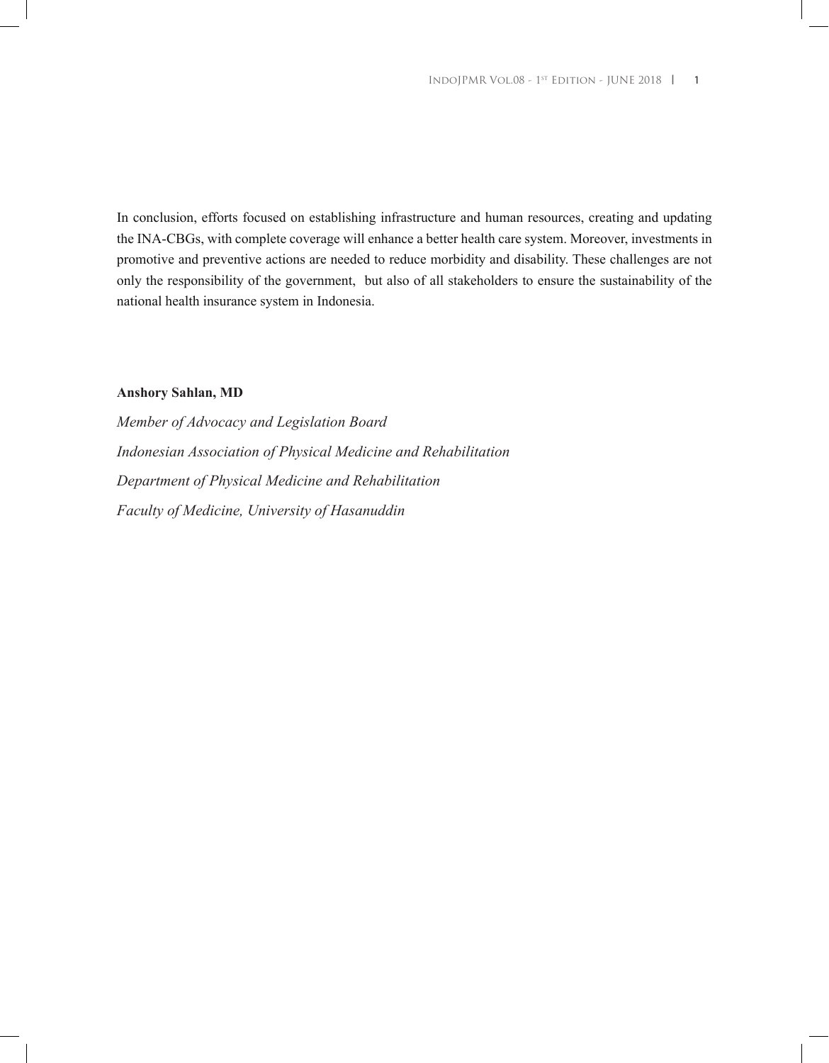In conclusion, efforts focused on establishing infrastructure and human resources, creating and updating the INA-CBGs, with complete coverage will enhance a better health care system. Moreover, investments in promotive and preventive actions are needed to reduce morbidity and disability. These challenges are not only the responsibility of the government, but also of all stakeholders to ensure the sustainability of the national health insurance system in Indonesia.

**Anshory Sahlan, MD**

*Member of Advocacy and Legislation Board*

*Indonesian Association of Physical Medicine and Rehabilitation*

*Department of Physical Medicine and Rehabilitation*

*Faculty of Medicine, University of Hasanuddin*